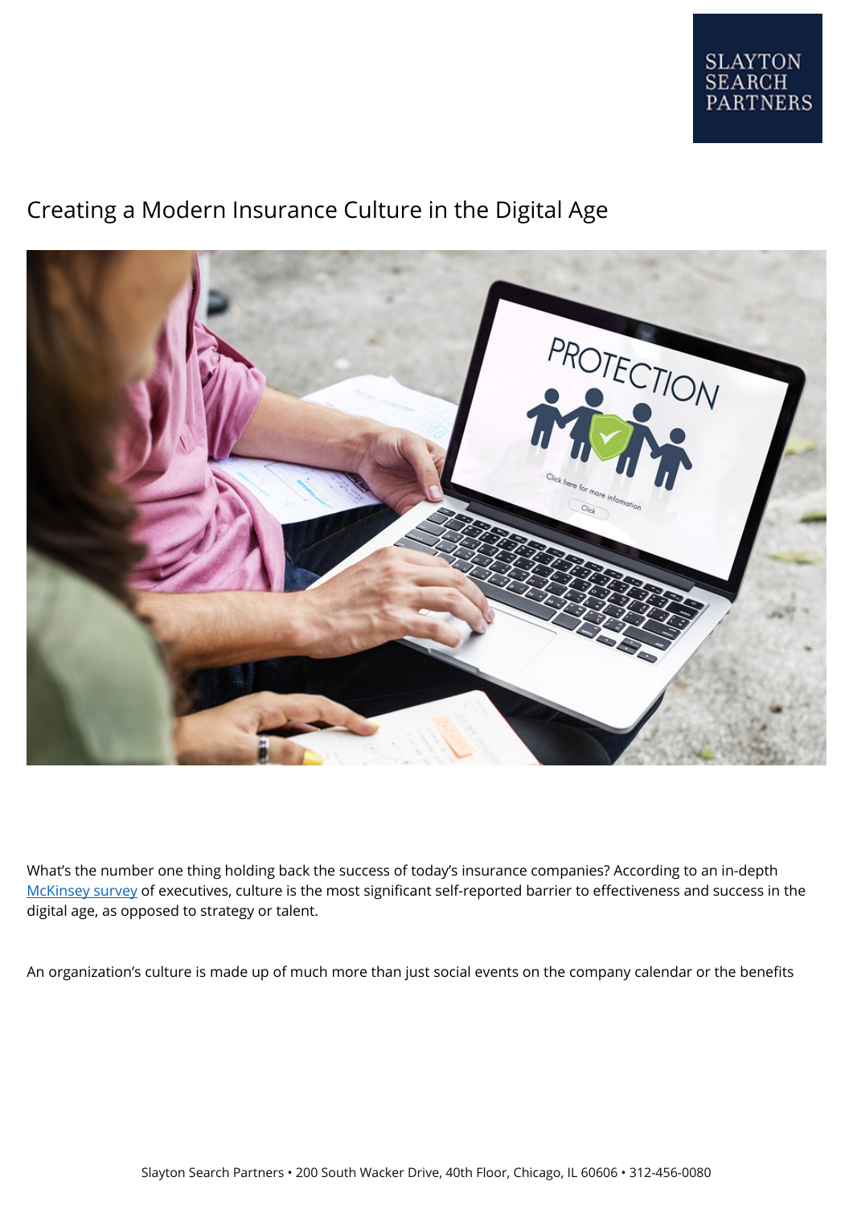# Creating a Modern Insurance Culture in the Digital Age

What's the number one thing holding back the success of today's insurance companies? According to an in-depth [McKinsey survey](McKinsey survey) of executives, culture is the most significant self-reported barrier to effectiveness and success in the digital age, as opposed to strategy or talent.

An organization's culture is made up of much more than just social events on the company calendar or the benefits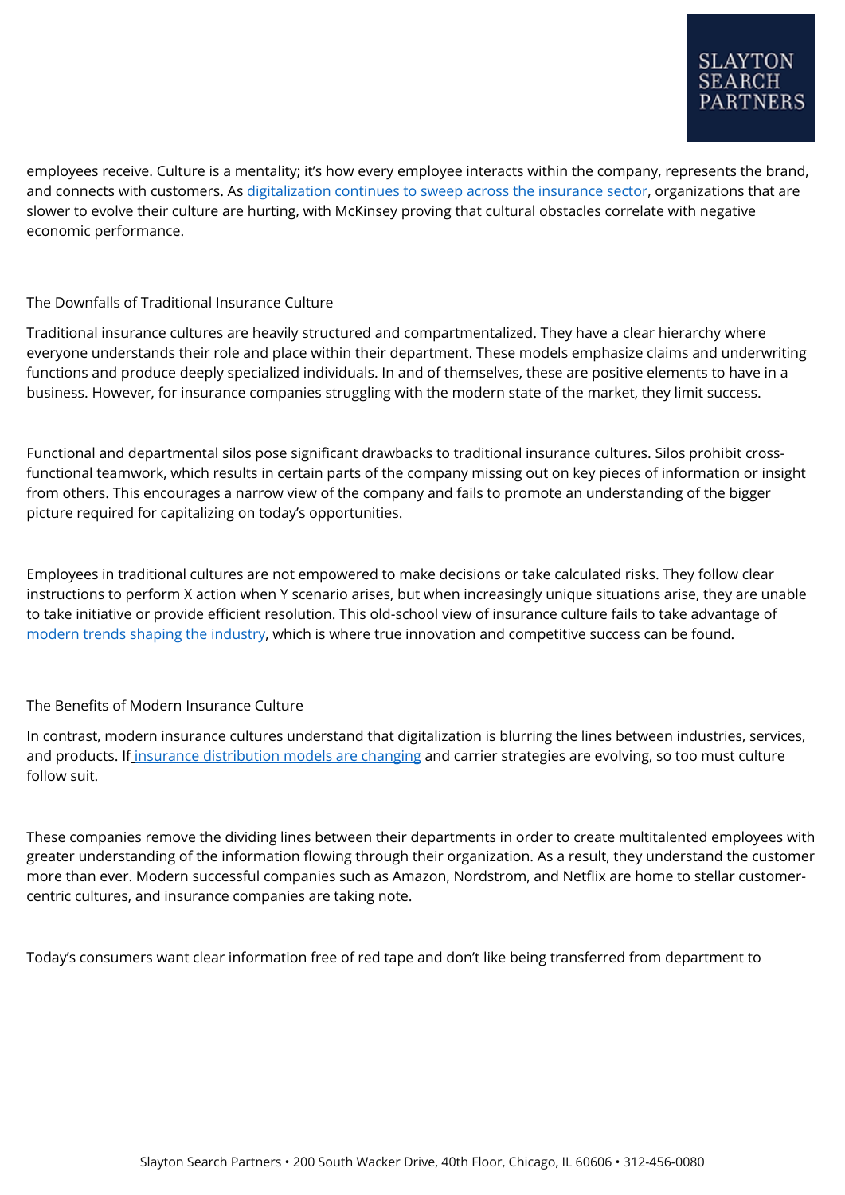employees receive. Culture is a mentality; it's how every employee interacts within the company, represents the brand, and connects with customers. As [digitalization continues to sweep across the insurance sector](), organizations that are slower to evolve their culture are hurting, with McKinsey proving that cultural obstacles correlate with negative economic performance.

## The Downfalls of Traditional Insurance Culture

Traditional insurance cultures are heavily structured and compartmentalized. They have a clear hierarchy where everyone understands their role and place within their department. These models emphasize claims and underwriting functions and produce deeply specialized individuals. In and of themselves, these are positive elements to have in a business. However, for insurance companies struggling with the modern state of the market, they limit success.

Functional and departmental silos pose significant drawbacks to traditional insurance cultures. Silos prohibit cross-functional teamwork, which results in certain parts of the company missing out on key pieces of information or insight from others. This encourages a narrow view of the company and fails to promote an understanding of the bigger picture required for capitalizing on today's opportunities.

Employees in traditional cultures are not empowered to make decisions or take calculated risks. They follow clear instructions to perform X action when Y scenario arises, but when increasingly unique situations arise, they are unable to take initiative or provide efficient resolution. This old-school view of insurance culture fails to take advantage of [modern trends shaping the industry](), which is where true innovation and competitive success can be found.

## The Benefits of Modern Insurance Culture

In contrast, modern insurance cultures understand that digitalization is blurring the lines between industries, services, and products. If [insurance distribution models are changing]() and carrier strategies are evolving, so too must culture follow suit.

These companies remove the dividing lines between their departments in order to create multitalented employees with greater understanding of the information flowing through their organization. As a result, they understand the customer more than ever. Modern successful companies such as Amazon, Nordstrom, and Netflix are home to stellar customer-centric cultures, and insurance companies are taking note.

Today's consumers want clear information free of red tape and don't like being transferred from department to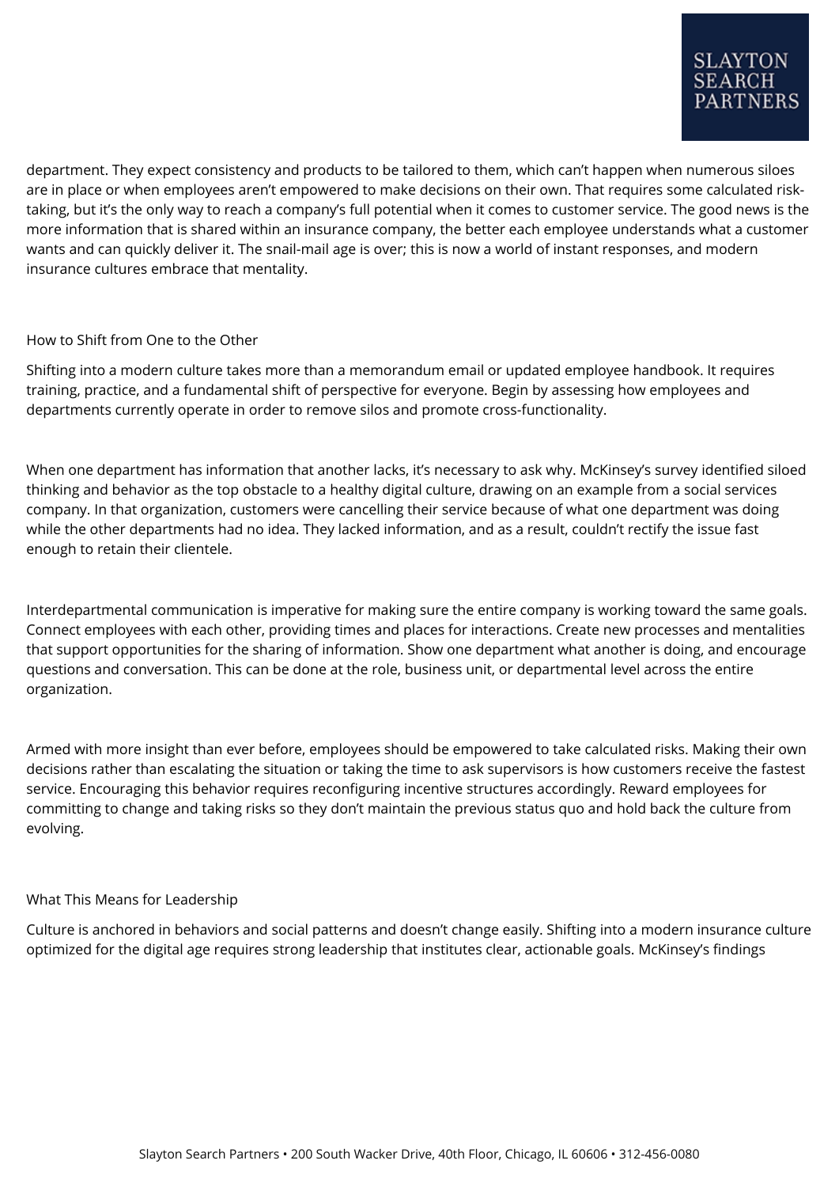department. They expect consistency and products to be tailored to them, which can't happen when numerous siloes are in place or when employees aren't empowered to make decisions on their own. That requires some calculated risk-taking, but it's the only way to reach a company's full potential when it comes to customer service. The good news is the more information that is shared within an insurance company, the better each employee understands what a customer wants and can quickly deliver it. The snail-mail age is over; this is now a world of instant responses, and modern insurance cultures embrace that mentality.

## How to Shift from One to the Other

Shifting into a modern culture takes more than a memorandum email or updated employee handbook. It requires training, practice, and a fundamental shift of perspective for everyone. Begin by assessing how employees and departments currently operate in order to remove silos and promote cross-functionality.

When one department has information that another lacks, it's necessary to ask why. McKinsey's survey identified siloed thinking and behavior as the top obstacle to a healthy digital culture, drawing on an example from a social services company. In that organization, customers were cancelling their service because of what one department was doing while the other departments had no idea. They lacked information, and as a result, couldn't rectify the issue fast enough to retain their clientele.

Interdepartmental communication is imperative for making sure the entire company is working toward the same goals. Connect employees with each other, providing times and places for interactions. Create new processes and mentalities that support opportunities for the sharing of information. Show one department what another is doing, and encourage questions and conversation. This can be done at the role, business unit, or departmental level across the entire organization.

Armed with more insight than ever before, employees should be empowered to take calculated risks. Making their own decisions rather than escalating the situation or taking the time to ask supervisors is how customers receive the fastest service. Encouraging this behavior requires reconfiguring incentive structures accordingly. Reward employees for committing to change and taking risks so they don't maintain the previous status quo and hold back the culture from evolving.

## What This Means for Leadership

Culture is anchored in behaviors and social patterns and doesn't change easily. Shifting into a modern insurance culture optimized for the digital age requires strong leadership that institutes clear, actionable goals. McKinsey's findings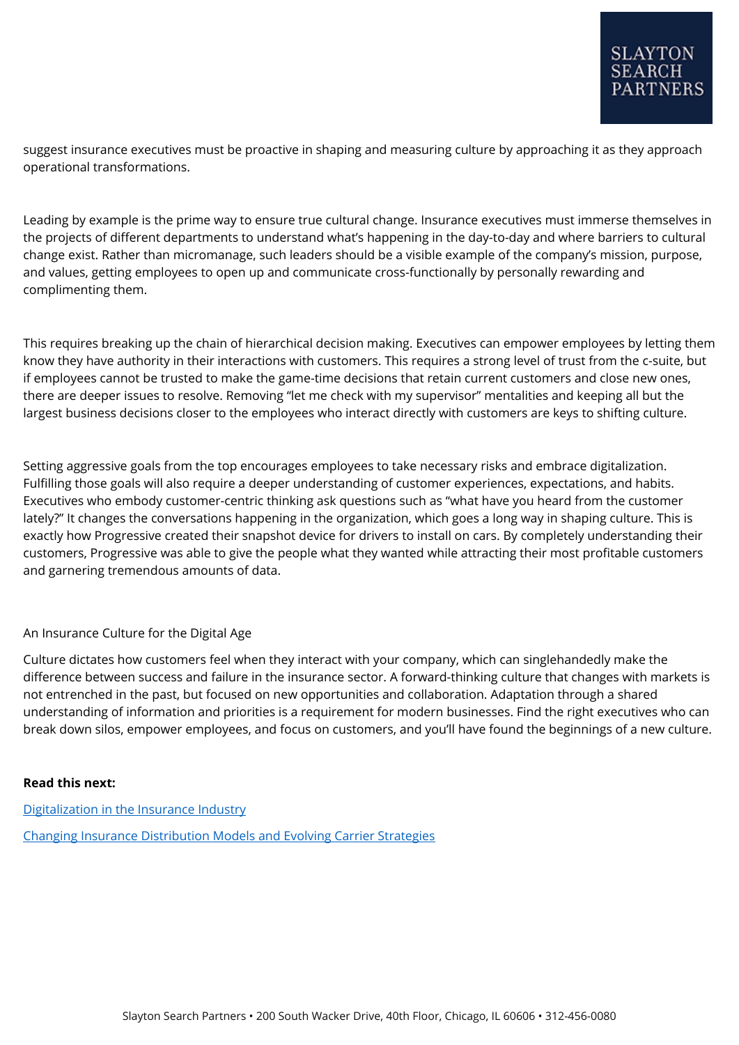suggest insurance executives must be proactive in shaping and measuring culture by approaching it as they approach operational transformations.

Leading by example is the prime way to ensure true cultural change. Insurance executives must immerse themselves in the projects of different departments to understand what's happening in the day-to-day and where barriers to cultural change exist. Rather than micromanage, such leaders should be a visible example of the company's mission, purpose, and values, getting employees to open up and communicate cross-functionally by personally rewarding and complimenting them.

This requires breaking up the chain of hierarchical decision making. Executives can empower employees by letting them know they have authority in their interactions with customers. This requires a strong level of trust from the c-suite, but if employees cannot be trusted to make the game-time decisions that retain current customers and close new ones, there are deeper issues to resolve. Removing "let me check with my supervisor" mentalities and keeping all but the largest business decisions closer to the employees who interact directly with customers are keys to shifting culture.

Setting aggressive goals from the top encourages employees to take necessary risks and embrace digitalization. Fulfilling those goals will also require a deeper understanding of customer experiences, expectations, and habits. Executives who embody customer-centric thinking ask questions such as "what have you heard from the customer lately?" It changes the conversations happening in the organization, which goes a long way in shaping culture. This is exactly how Progressive created their snapshot device for drivers to install on cars. By completely understanding their customers, Progressive was able to give the people what they wanted while attracting their most profitable customers and garnering tremendous amounts of data.

## An Insurance Culture for the Digital Age

Culture dictates how customers feel when they interact with your company, which can singlehandedly make the difference between success and failure in the insurance sector. A forward-thinking culture that changes with markets is not entrenched in the past, but focused on new opportunities and collaboration. Adaptation through a shared understanding of information and priorities is a requirement for modern businesses. Find the right executives who can break down silos, empower employees, and focus on customers, and you'll have found the beginnings of a new culture.

**Read this next:**

[Digitalization in the Insurance Industry]()

[Changing Insurance Distribution Models and Evolving Carrier Strategies]()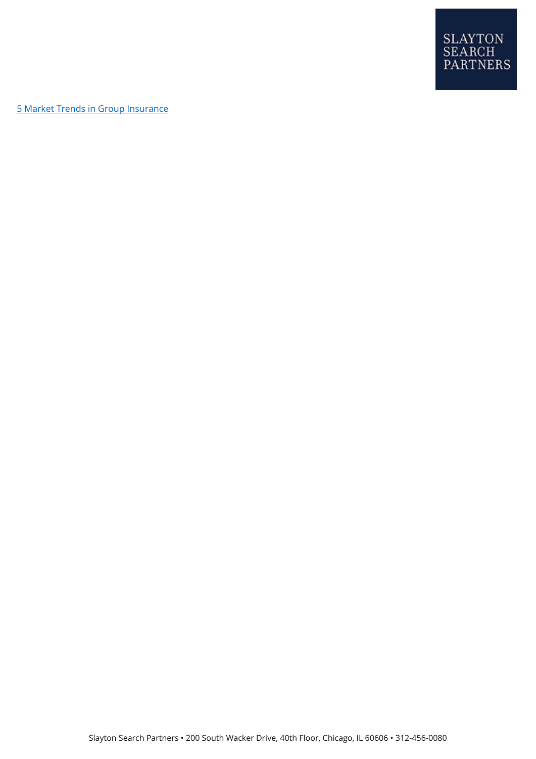[5 Market Trends in Group Insurance]